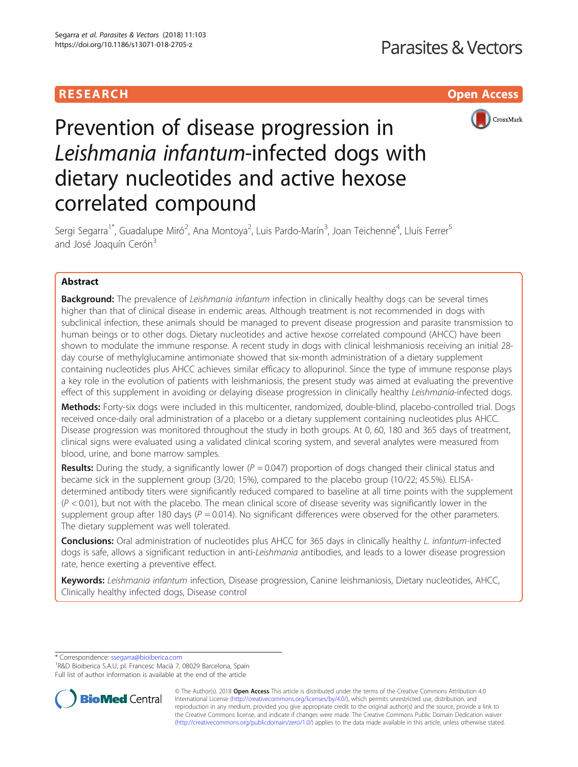RESEARCH

Open Access

# Prevention of disease progression in *Leishmania infantum*-infected dogs with dietary nucleotides and active hexose correlated compound

Sergi Segarra[1*], Guadalupe Miró[2], Ana Montoya[2], Luis Pardo-Marín[3], Joan Teichenné[4], Lluís Ferrer[5] and José Joaquín Cerón[3]

## Abstract

**Background:** The prevalence of *Leishmania infantum* infection in clinically healthy dogs can be several times higher than that of clinical disease in endemic areas. Although treatment is not recommended in dogs with subclinical infection, these animals should be managed to prevent disease progression and parasite transmission to human beings or to other dogs. Dietary nucleotides and active hexose correlated compound (AHCC) have been shown to modulate the immune response. A recent study in dogs with clinical leishmaniosis receiving an initial 28-day course of methylglucamine antimoniate showed that six-month administration of a dietary supplement containing nucleotides plus AHCC achieves similar efficacy to allopurinol. Since the type of immune response plays a key role in the evolution of patients with leishmaniosis, the present study was aimed at evaluating the preventive effect of this supplement in avoiding or delaying disease progression in clinically healthy *Leishmania*-infected dogs.

**Methods:** Forty-six dogs were included in this multicenter, randomized, double-blind, placebo-controlled trial. Dogs received once-daily oral administration of a placebo or a dietary supplement containing nucleotides plus AHCC. Disease progression was monitored throughout the study in both groups. At 0, 60, 180 and 365 days of treatment, clinical signs were evaluated using a validated clinical scoring system, and several analytes were measured from blood, urine, and bone marrow samples.

**Results:** During the study, a significantly lower ($P = 0.047$) proportion of dogs changed their clinical status and became sick in the supplement group (3/20; 15%), compared to the placebo group (10/22; 45.5%). ELISA-determined antibody titers were significantly reduced compared to baseline at all time points with the supplement ($P < 0.01$), but not with the placebo. The mean clinical score of disease severity was significantly lower in the supplement group after 180 days ($P = 0.014$). No significant differences were observed for the other parameters. The dietary supplement was well tolerated.

**Conclusions:** Oral administration of nucleotides plus AHCC for 365 days in clinically healthy *L. infantum*-infected dogs is safe, allows a significant reduction in anti-*Leishmania* antibodies, and leads to a lower disease progression rate, hence exerting a preventive effect.

**Keywords:** *Leishmania infantum* infection, Disease progression, Canine leishmaniosis, Dietary nucleotides, AHCC, Clinically healthy infected dogs, Disease control

---

\* Correspondence: ssegarra@bioiberica.com
[1]R&D Bioiberica S.A.U, pl. Francesc Macià 7, 08029 Barcelona, Spain
Full list of author information is available at the end of the article

© The Author(s). 2018 **Open Access** This article is distributed under the terms of the Creative Commons Attribution 4.0 International License (http://creativecommons.org/licenses/by/4.0/), which permits unrestricted use, distribution, and reproduction in any medium, provided you give appropriate credit to the original author(s) and the source, provide a link to the Creative Commons license, and indicate if changes were made. The Creative Commons Public Domain Dedication waiver (http://creativecommons.org/publicdomain/zero/1.0/) applies to the data made available in this article, unless otherwise stated.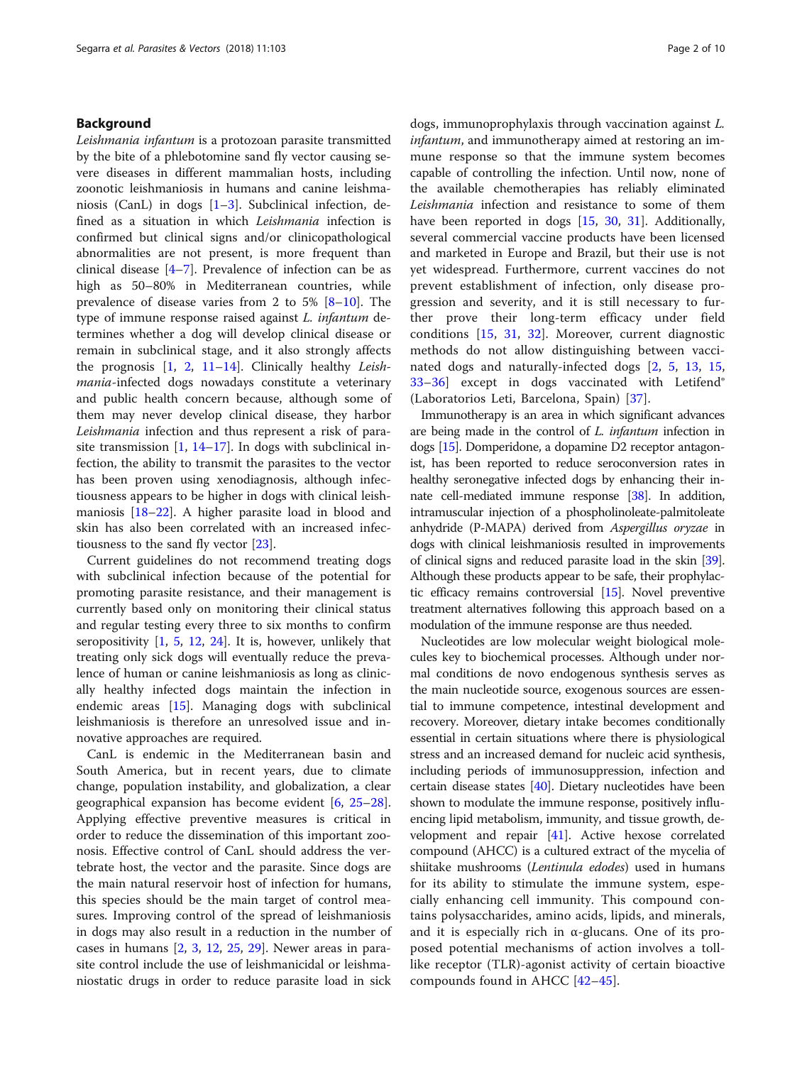## Background

*Leishmania infantum* is a protozoan parasite transmitted by the bite of a phlebotomine sand fly vector causing severe diseases in different mammalian hosts, including zoonotic leishmaniosis in humans and canine leishmaniosis (CanL) in dogs [1–3]. Subclinical infection, defined as a situation in which *Leishmania* infection is confirmed but clinical signs and/or clinicopathological abnormalities are not present, is more frequent than clinical disease [4–7]. Prevalence of infection can be as high as 50–80% in Mediterranean countries, while prevalence of disease varies from 2 to 5% [8–10]. The type of immune response raised against *L. infantum* determines whether a dog will develop clinical disease or remain in subclinical stage, and it also strongly affects the prognosis [1, 2, 11–14]. Clinically healthy *Leishmania*-infected dogs nowadays constitute a veterinary and public health concern because, although some of them may never develop clinical disease, they harbor *Leishmania* infection and thus represent a risk of parasite transmission [1, 14–17]. In dogs with subclinical infection, the ability to transmit the parasites to the vector has been proven using xenodiagnosis, although infectiousness appears to be higher in dogs with clinical leishmaniosis [18–22]. A higher parasite load in blood and skin has also been correlated with an increased infectiousness to the sand fly vector [23].

Current guidelines do not recommend treating dogs with subclinical infection because of the potential for promoting parasite resistance, and their management is currently based only on monitoring their clinical status and regular testing every three to six months to confirm seropositivity [1, 5, 12, 24]. It is, however, unlikely that treating only sick dogs will eventually reduce the prevalence of human or canine leishmaniosis as long as clinically healthy infected dogs maintain the infection in endemic areas [15]. Managing dogs with subclinical leishmaniosis is therefore an unresolved issue and innovative approaches are required.

CanL is endemic in the Mediterranean basin and South America, but in recent years, due to climate change, population instability, and globalization, a clear geographical expansion has become evident [6, 25–28]. Applying effective preventive measures is critical in order to reduce the dissemination of this important zoonosis. Effective control of CanL should address the vertebrate host, the vector and the parasite. Since dogs are the main natural reservoir host of infection for humans, this species should be the main target of control measures. Improving control of the spread of leishmaniosis in dogs may also result in a reduction in the number of cases in humans [2, 3, 12, 25, 29]. Newer areas in parasite control include the use of leishmanicidal or leishmaniostatic drugs in order to reduce parasite load in sick dogs, immunoprophylaxis through vaccination against *L. infantum*, and immunotherapy aimed at restoring an immune response so that the immune system becomes capable of controlling the infection. Until now, none of the available chemotherapies has reliably eliminated *Leishmania* infection and resistance to some of them have been reported in dogs [15, 30, 31]. Additionally, several commercial vaccine products have been licensed and marketed in Europe and Brazil, but their use is not yet widespread. Furthermore, current vaccines do not prevent establishment of infection, only disease progression and severity, and it is still necessary to further prove their long-term efficacy under field conditions [15, 31, 32]. Moreover, current diagnostic methods do not allow distinguishing between vaccinated dogs and naturally-infected dogs [2, 5, 13, 15, 33–36] except in dogs vaccinated with Letifend® (Laboratorios Leti, Barcelona, Spain) [37].

Immunotherapy is an area in which significant advances are being made in the control of *L. infantum* infection in dogs [15]. Domperidone, a dopamine D2 receptor antagonist, has been reported to reduce seroconversion rates in healthy seronegative infected dogs by enhancing their innate cell-mediated immune response [38]. In addition, intramuscular injection of a phospholinoleate-palmitoleate anhydride (P-MAPA) derived from *Aspergillus oryzae* in dogs with clinical leishmaniosis resulted in improvements of clinical signs and reduced parasite load in the skin [39]. Although these products appear to be safe, their prophylactic efficacy remains controversial [15]. Novel preventive treatment alternatives following this approach based on a modulation of the immune response are thus needed.

Nucleotides are low molecular weight biological molecules key to biochemical processes. Although under normal conditions de novo endogenous synthesis serves as the main nucleotide source, exogenous sources are essential to immune competence, intestinal development and recovery. Moreover, dietary intake becomes conditionally essential in certain situations where there is physiological stress and an increased demand for nucleic acid synthesis, including periods of immunosuppression, infection and certain disease states [40]. Dietary nucleotides have been shown to modulate the immune response, positively influencing lipid metabolism, immunity, and tissue growth, development and repair [41]. Active hexose correlated compound (AHCC) is a cultured extract of the mycelia of shiitake mushrooms (*Lentinula edodes*) used in humans for its ability to stimulate the immune system, especially enhancing cell immunity. This compound contains polysaccharides, amino acids, lipids, and minerals, and it is especially rich in α-glucans. One of its proposed potential mechanisms of action involves a toll-like receptor (TLR)-agonist activity of certain bioactive compounds found in AHCC [42–45].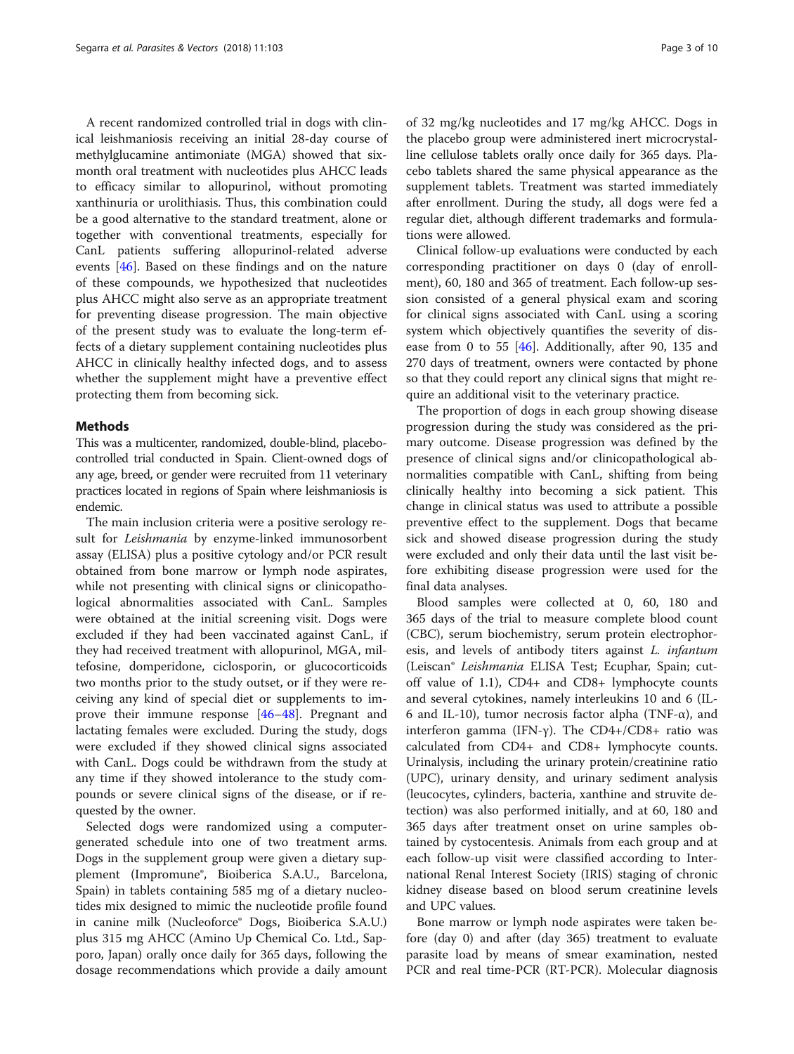A recent randomized controlled trial in dogs with clinical leishmaniosis receiving an initial 28-day course of methylglucamine antimoniate (MGA) showed that six-month oral treatment with nucleotides plus AHCC leads to efficacy similar to allopurinol, without promoting xanthinuria or urolithiasis. Thus, this combination could be a good alternative to the standard treatment, alone or together with conventional treatments, especially for CanL patients suffering allopurinol-related adverse events [46]. Based on these findings and on the nature of these compounds, we hypothesized that nucleotides plus AHCC might also serve as an appropriate treatment for preventing disease progression. The main objective of the present study was to evaluate the long-term effects of a dietary supplement containing nucleotides plus AHCC in clinically healthy infected dogs, and to assess whether the supplement might have a preventive effect protecting them from becoming sick.

## Methods

This was a multicenter, randomized, double-blind, placebo-controlled trial conducted in Spain. Client-owned dogs of any age, breed, or gender were recruited from 11 veterinary practices located in regions of Spain where leishmaniosis is endemic.

The main inclusion criteria were a positive serology result for *Leishmania* by enzyme-linked immunosorbent assay (ELISA) plus a positive cytology and/or PCR result obtained from bone marrow or lymph node aspirates, while not presenting with clinical signs or clinicopathological abnormalities associated with CanL. Samples were obtained at the initial screening visit. Dogs were excluded if they had been vaccinated against CanL, if they had received treatment with allopurinol, MGA, miltefosine, domperidone, ciclosporin, or glucocorticoids two months prior to the study outset, or if they were receiving any kind of special diet or supplements to improve their immune response [46–48]. Pregnant and lactating females were excluded. During the study, dogs were excluded if they showed clinical signs associated with CanL. Dogs could be withdrawn from the study at any time if they showed intolerance to the study compounds or severe clinical signs of the disease, or if requested by the owner.

Selected dogs were randomized using a computer-generated schedule into one of two treatment arms. Dogs in the supplement group were given a dietary supplement (Impromune®, Bioiberica S.A.U., Barcelona, Spain) in tablets containing 585 mg of a dietary nucleotides mix designed to mimic the nucleotide profile found in canine milk (Nucleoforce® Dogs, Bioiberica S.A.U.) plus 315 mg AHCC (Amino Up Chemical Co. Ltd., Sapporo, Japan) orally once daily for 365 days, following the dosage recommendations which provide a daily amount of 32 mg/kg nucleotides and 17 mg/kg AHCC. Dogs in the placebo group were administered inert microcrystalline cellulose tablets orally once daily for 365 days. Placebo tablets shared the same physical appearance as the supplement tablets. Treatment was started immediately after enrollment. During the study, all dogs were fed a regular diet, although different trademarks and formulations were allowed.

Clinical follow-up evaluations were conducted by each corresponding practitioner on days 0 (day of enrollment), 60, 180 and 365 of treatment. Each follow-up session consisted of a general physical exam and scoring for clinical signs associated with CanL using a scoring system which objectively quantifies the severity of disease from 0 to 55 [46]. Additionally, after 90, 135 and 270 days of treatment, owners were contacted by phone so that they could report any clinical signs that might require an additional visit to the veterinary practice.

The proportion of dogs in each group showing disease progression during the study was considered as the primary outcome. Disease progression was defined by the presence of clinical signs and/or clinicopathological abnormalities compatible with CanL, shifting from being clinically healthy into becoming a sick patient. This change in clinical status was used to attribute a possible preventive effect to the supplement. Dogs that became sick and showed disease progression during the study were excluded and only their data until the last visit before exhibiting disease progression were used for the final data analyses.

Blood samples were collected at 0, 60, 180 and 365 days of the trial to measure complete blood count (CBC), serum biochemistry, serum protein electrophoresis, and levels of antibody titers against *L. infantum* (Leiscan® *Leishmania* ELISA Test; Ecuphar, Spain; cut-off value of 1.1), CD4+ and CD8+ lymphocyte counts and several cytokines, namely interleukins 10 and 6 (IL-6 and IL-10), tumor necrosis factor alpha (TNF-α), and interferon gamma (IFN-γ). The CD4+/CD8+ ratio was calculated from CD4+ and CD8+ lymphocyte counts. Urinalysis, including the urinary protein/creatinine ratio (UPC), urinary density, and urinary sediment analysis (leucocytes, cylinders, bacteria, xanthine and struvite detection) was also performed initially, and at 60, 180 and 365 days after treatment onset on urine samples obtained by cystocentesis. Animals from each group and at each follow-up visit were classified according to International Renal Interest Society (IRIS) staging of chronic kidney disease based on blood serum creatinine levels and UPC values.

Bone marrow or lymph node aspirates were taken before (day 0) and after (day 365) treatment to evaluate parasite load by means of smear examination, nested PCR and real time-PCR (RT-PCR). Molecular diagnosis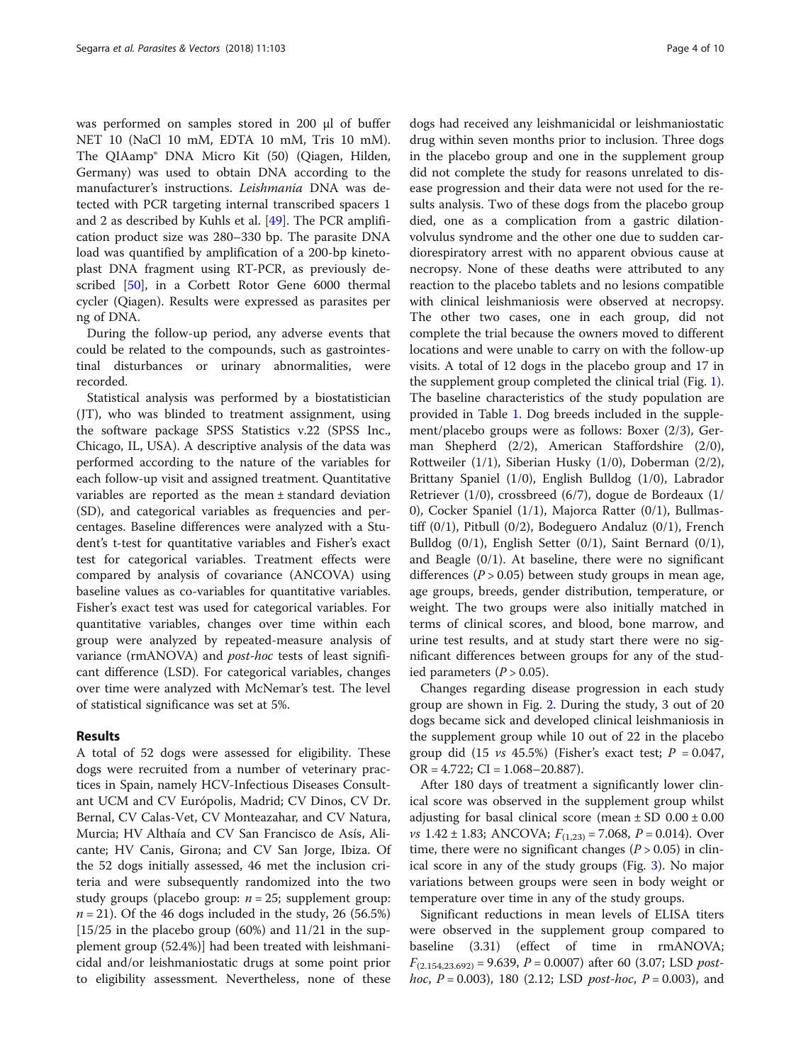was performed on samples stored in 200 μl of buffer NET 10 (NaCl 10 mM, EDTA 10 mM, Tris 10 mM). The QIAamp® DNA Micro Kit (50) (Qiagen, Hilden, Germany) was used to obtain DNA according to the manufacturer's instructions. *Leishmania* DNA was detected with PCR targeting internal transcribed spacers 1 and 2 as described by Kuhls et al. [49]. The PCR amplification product size was 280–330 bp. The parasite DNA load was quantified by amplification of a 200-bp kinetoplast DNA fragment using RT-PCR, as previously described [50], in a Corbett Rotor Gene 6000 thermal cycler (Qiagen). Results were expressed as parasites per ng of DNA.

During the follow-up period, any adverse events that could be related to the compounds, such as gastrointestinal disturbances or urinary abnormalities, were recorded.

Statistical analysis was performed by a biostatistician (JT), who was blinded to treatment assignment, using the software package SPSS Statistics v.22 (SPSS Inc., Chicago, IL, USA). A descriptive analysis of the data was performed according to the nature of the variables for each follow-up visit and assigned treatment. Quantitative variables are reported as the mean ± standard deviation (SD), and categorical variables as frequencies and percentages. Baseline differences were analyzed with a Student's t-test for quantitative variables and Fisher's exact test for categorical variables. Treatment effects were compared by analysis of covariance (ANCOVA) using baseline values as co-variables for quantitative variables. Fisher's exact test was used for categorical variables. For quantitative variables, changes over time within each group were analyzed by repeated-measure analysis of variance (rmANOVA) and *post-hoc* tests of least significant difference (LSD). For categorical variables, changes over time were analyzed with McNemar's test. The level of statistical significance was set at 5%.

## Results

A total of 52 dogs were assessed for eligibility. These dogs were recruited from a number of veterinary practices in Spain, namely HCV-Infectious Diseases Consultant UCM and CV Europolis, Madrid; CV Dinos, CV Dr. Bernal, CV Calas-Vet, CV Monteazahar, and CV Natura, Murcia; HV Althaía and CV San Francisco de Asís, Alicante; HV Canis, Girona; and CV San Jorge, Ibiza. Of the 52 dogs initially assessed, 46 met the inclusion criteria and were subsequently randomized into the two study groups (placebo group: $n = 25$; supplement group: $n = 21$). Of the 46 dogs included in the study, 26 (56.5%) [15/25 in the placebo group (60%) and 11/21 in the supplement group (52.4%)] had been treated with leishmanicidal and/or leishmaniostatic drugs at some point prior to eligibility assessment. Nevertheless, none of these dogs had received any leishmanicidal or leishmaniostatic drug within seven months prior to inclusion. Three dogs in the placebo group and one in the supplement group did not complete the study for reasons unrelated to disease progression and their data were not used for the results analysis. Two of these dogs from the placebo group died, one as a complication from a gastric dilation-volvulus syndrome and the other one due to sudden cardiorespiratory arrest with no apparent obvious cause at necropsy. None of these deaths were attributed to any reaction to the placebo tablets and no lesions compatible with clinical leishmaniosis were observed at necropsy. The other two cases, one in each group, did not complete the trial because the owners moved to different locations and were unable to carry on with the follow-up visits. A total of 12 dogs in the placebo group and 17 in the supplement group completed the clinical trial (Fig. 1). The baseline characteristics of the study population are provided in Table 1. Dog breeds included in the supplement/placebo groups were as follows: Boxer (2/3), German Shepherd (2/2), American Staffordshire (2/0), Rottweiler (1/1), Siberian Husky (1/0), Doberman (2/2), Brittany Spaniel (1/0), English Bulldog (1/0), Labrador Retriever (1/0), crossbreed (6/7), dogue de Bordeaux (1/0), Cocker Spaniel (1/1), Majorca Ratter (0/1), Bullmastiff (0/1), Pitbull (0/2), Bodeguero Andaluz (0/1), French Bulldog (0/1), English Setter (0/1), Saint Bernard (0/1), and Beagle (0/1). At baseline, there were no significant differences ($P > 0.05$) between study groups in mean age, age groups, breeds, gender distribution, temperature, or weight. The two groups were also initially matched in terms of clinical scores, and blood, bone marrow, and urine test results, and at study start there were no significant differences between groups for any of the studied parameters ($P > 0.05$).

Changes regarding disease progression in each study group are shown in Fig. 2. During the study, 3 out of 20 dogs became sick and developed clinical leishmaniosis in the supplement group while 10 out of 22 in the placebo group did (15 *vs* 45.5%) (Fisher's exact test; $P = 0.047$, OR = 4.722; CI = 1.068–20.887).

After 180 days of treatment a significantly lower clinical score was observed in the supplement group whilst adjusting for basal clinical score (mean ± SD 0.00 ± 0.00 *vs* 1.42 ± 1.83; ANCOVA; $F_{(1,23)} = 7.068$, $P = 0.014$). Over time, there were no significant changes ($P > 0.05$) in clinical score in any of the study groups (Fig. 3). No major variations between groups were seen in body weight or temperature over time in any of the study groups.

Significant reductions in mean levels of ELISA titers were observed in the supplement group compared to baseline (3.31) (effect of time in rmANOVA; $F_{(2.154,23.692)} = 9.639$, $P = 0.0007$) after 60 (3.07; LSD *post-hoc*, $P = 0.003$), 180 (2.12; LSD *post-hoc*, $P = 0.003$), and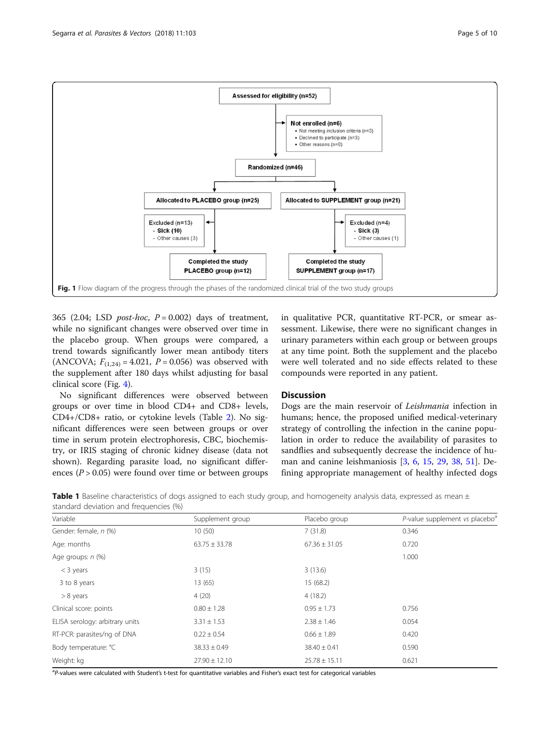Assessed for eligibility (n=52)

Not enrolled (n=6)
- Not meeting inclusion criteria (n=3)
- Declined to participate (n=3)
- Other reasons (n=0)

Randomized (n=46)

Allocated to PLACEBO group (n=25)

Allocated to SUPPLEMENT group (n=21)

Excluded (n=13)
- Sick (10)
- Other causes (3)

Excluded (n=4)
- Sick (3)
- Other causes (1)

Completed the study PLACEBO group (n=12)

Completed the study SUPPLEMENT group (n=17)

**Fig. 1** Flow diagram of the progress through the phases of the randomized clinical trial of the two study groups

365 (2.04; LSD *post-hoc*, $P = 0.002$) days of treatment, while no significant changes were observed over time in the placebo group. When groups were compared, a trend towards significantly lower mean antibody titers (ANCOVA; $F_{(1,24)} = 4.021$, $P = 0.056$) was observed with the supplement after 180 days whilst adjusting for basal clinical score (Fig. 4).

No significant differences were observed between groups or over time in blood CD4+ and CD8+ levels, CD4+/CD8+ ratio, or cytokine levels (Table 2). No significant differences were seen between groups or over time in serum protein electrophoresis, CBC, biochemistry, or IRIS staging of chronic kidney disease (data not shown). Regarding parasite load, no significant differences ($P > 0.05$) were found over time or between groups in qualitative PCR, quantitative RT-PCR, or smear assessment. Likewise, there were no significant changes in urinary parameters within each group or between groups at any time point. Both the supplement and the placebo were well tolerated and no side effects related to these compounds were reported in any patient.

## Discussion

Dogs are the main reservoir of *Leishmania* infection in humans; hence, the proposed unified medical-veterinary strategy of controlling the infection in the canine population in order to reduce the availability of parasites to sandflies and subsequently decrease the incidence of human and canine leishmaniosis [3, 6, 15, 29, 38, 51]. Defining appropriate management of healthy infected dogs

**Table 1** Baseline characteristics of dogs assigned to each study group, and homogeneity analysis data, expressed as mean ± standard deviation and frequencies (%)

| Variable | Supplement group | Placebo group | *P*-value supplement *vs* placebo[a] |
| --- | --- | --- | --- |
| Gender: female, *n* (%) | 10 (50) | 7 (31.8) | 0.346 |
| Age: months | 63.75 ± 33.78 | 67.36 ± 31.05 | 0.720 |
| Age groups: *n* (%) | | | 1.000 |
| < 3 years | 3 (15) | 3 (13.6) | |
| 3 to 8 years | 13 (65) | 15 (68.2) | |
| > 8 years | 4 (20) | 4 (18.2) | |
| Clinical score: points | 0.80 ± 1.28 | 0.95 ± 1.73 | 0.756 |
| ELISA serology: arbitrary units | 3.31 ± 1.53 | 2.38 ± 1.46 | 0.054 |
| RT-PCR: parasites/ng of DNA | 0.22 ± 0.54 | 0.66 ± 1.89 | 0.420 |
| Body temperature: °C | 38.33 ± 0.49 | 38.40 ± 0.41 | 0.590 |
| Weight: kg | 27.90 ± 12.10 | 25.78 ± 15.11 | 0.621 |

[a]*P*-values were calculated with Student's t-test for quantitative variables and Fisher's exact test for categorical variables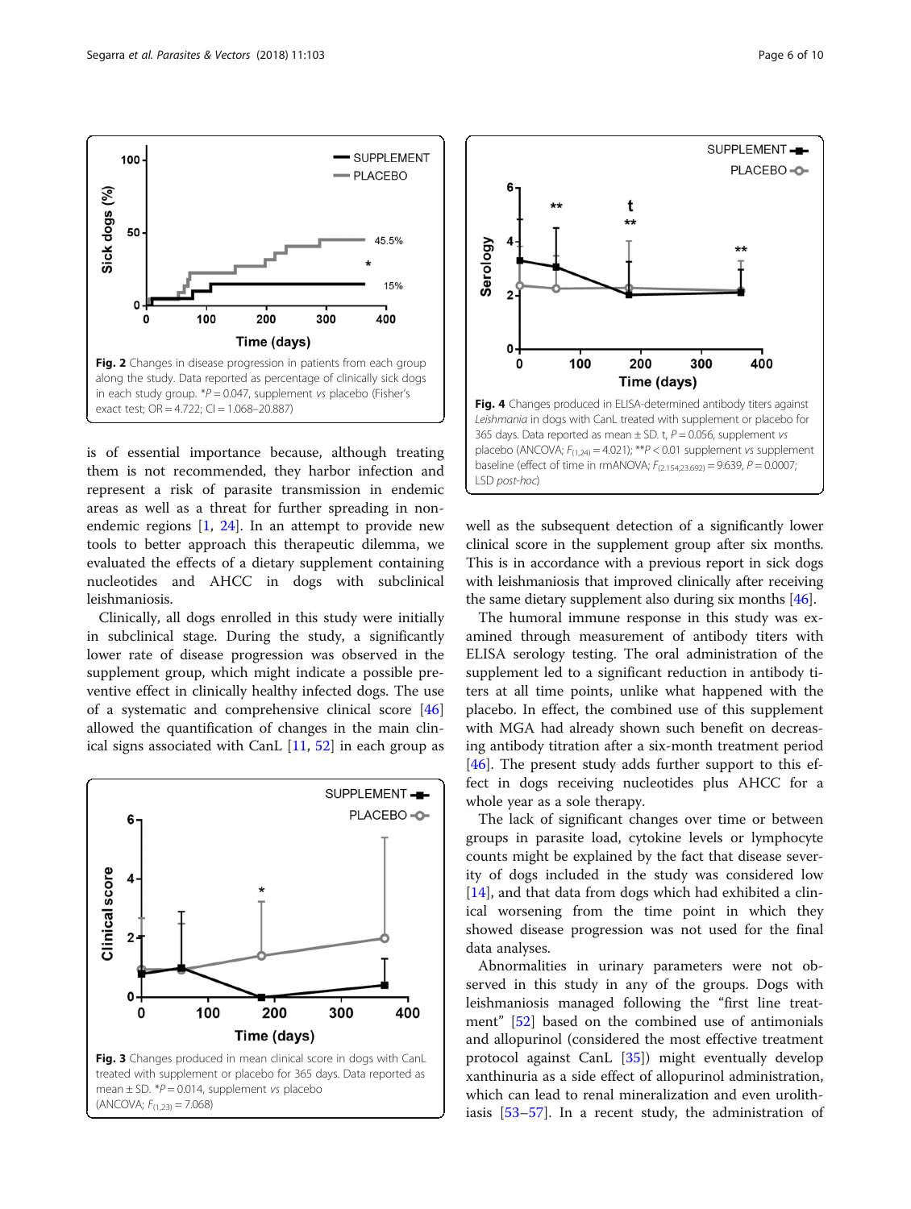Fig. 2 Changes in disease progression in patients from each group along the study. Data reported as percentage of clinically sick dogs in each study group. *$P = 0.047$, supplement *vs* placebo (Fisher's exact test; OR = 4.722; CI = 1.068–20.887)

is of essential importance because, although treating them is not recommended, they harbor infection and represent a risk of parasite transmission in endemic areas as well as a threat for further spreading in non-endemic regions [1, 24]. In an attempt to provide new tools to better approach this therapeutic dilemma, we evaluated the effects of a dietary supplement containing nucleotides and AHCC in dogs with subclinical leishmaniosis.

Clinically, all dogs enrolled in this study were initially in subclinical stage. During the study, a significantly lower rate of disease progression was observed in the supplement group, which might indicate a possible preventive effect in clinically healthy infected dogs. The use of a systematic and comprehensive clinical score [46] allowed the quantification of changes in the main clinical signs associated with CanL [11, 52] in each group as well as the subsequent detection of a significantly lower clinical score in the supplement group after six months. This is in accordance with a previous report in sick dogs with leishmaniosis that improved clinically after receiving the same dietary supplement also during six months [46].

Fig. 3 Changes produced in mean clinical score in dogs with CanL treated with supplement or placebo for 365 days. Data reported as mean ± SD. *$P = 0.014$, supplement *vs* placebo (ANCOVA; $F_{(1,23)} = 7.068$)

Fig. 4 Changes produced in ELISA-determined antibody titers against *Leishmania* in dogs with CanL treated with supplement or placebo for 365 days. Data reported as mean ± SD. t, $P = 0.056$, supplement *vs* placebo (ANCOVA; $F_{(1,24)} = 4.021$); **$P < 0.01$ supplement *vs* supplement baseline (effect of time in rmANOVA; $F_{(2.154,23.692)} = 9.639$, $P = 0.0007$; LSD *post-hoc*)

The humoral immune response in this study was examined through measurement of antibody titers with ELISA serology testing. The oral administration of the supplement led to a significant reduction in antibody titers at all time points, unlike what happened with the placebo. In effect, the combined use of this supplement with MGA had already shown such benefit on decreasing antibody titration after a six-month treatment period [46]. The present study adds further support to this effect in dogs receiving nucleotides plus AHCC for a whole year as a sole therapy.

The lack of significant changes over time or between groups in parasite load, cytokine levels or lymphocyte counts might be explained by the fact that disease severity of dogs included in the study was considered low [14], and that data from dogs which had exhibited a clinical worsening from the time point in which they showed disease progression was not used for the final data analyses.

Abnormalities in urinary parameters were not observed in this study in any of the groups. Dogs with leishmaniosis managed following the "first line treatment" [52] based on the combined use of antimonials and allopurinol (considered the most effective treatment protocol against CanL [35]) might eventually develop xanthinuria as a side effect of allopurinol administration, which can lead to renal mineralization and even urolithiasis [53–57]. In a recent study, the administration of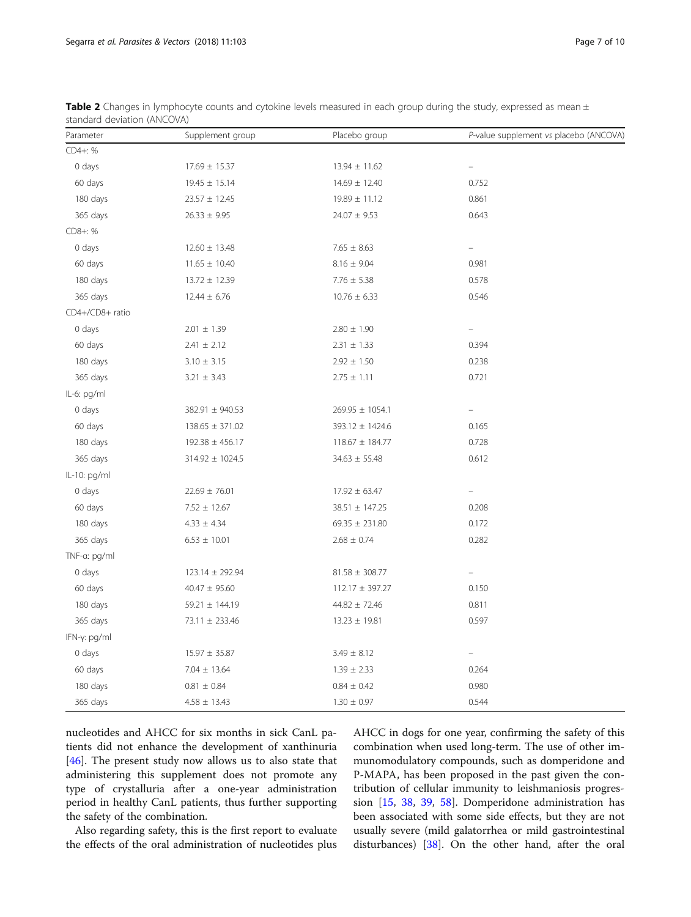**Table 2** Changes in lymphocyte counts and cytokine levels measured in each group during the study, expressed as mean ± standard deviation (ANCOVA)

| Parameter | Supplement group | Placebo group | *P*-value supplement *vs* placebo (ANCOVA) |
|---|---|---|---|
| CD4+: % | | | |
| 0 days | 17.69 ± 15.37 | 13.94 ± 11.62 | – |
| 60 days | 19.45 ± 15.14 | 14.69 ± 12.40 | 0.752 |
| 180 days | 23.57 ± 12.45 | 19.89 ± 11.12 | 0.861 |
| 365 days | 26.33 ± 9.95 | 24.07 ± 9.53 | 0.643 |
| CD8+: % | | | |
| 0 days | 12.60 ± 13.48 | 7.65 ± 8.63 | – |
| 60 days | 11.65 ± 10.40 | 8.16 ± 9.04 | 0.981 |
| 180 days | 13.72 ± 12.39 | 7.76 ± 5.38 | 0.578 |
| 365 days | 12.44 ± 6.76 | 10.76 ± 6.33 | 0.546 |
| CD4+/CD8+ ratio | | | |
| 0 days | 2.01 ± 1.39 | 2.80 ± 1.90 | – |
| 60 days | 2.41 ± 2.12 | 2.31 ± 1.33 | 0.394 |
| 180 days | 3.10 ± 3.15 | 2.92 ± 1.50 | 0.238 |
| 365 days | 3.21 ± 3.43 | 2.75 ± 1.11 | 0.721 |
| IL-6: pg/ml | | | |
| 0 days | 382.91 ± 940.53 | 269.95 ± 1054.1 | – |
| 60 days | 138.65 ± 371.02 | 393.12 ± 1424.6 | 0.165 |
| 180 days | 192.38 ± 456.17 | 118.67 ± 184.77 | 0.728 |
| 365 days | 314.92 ± 1024.5 | 34.63 ± 55.48 | 0.612 |
| IL-10: pg/ml | | | |
| 0 days | 22.69 ± 76.01 | 17.92 ± 63.47 | – |
| 60 days | 7.52 ± 12.67 | 38.51 ± 147.25 | 0.208 |
| 180 days | 4.33 ± 4.34 | 69.35 ± 231.80 | 0.172 |
| 365 days | 6.53 ± 10.01 | 2.68 ± 0.74 | 0.282 |
| TNF-α: pg/ml | | | |
| 0 days | 123.14 ± 292.94 | 81.58 ± 308.77 | – |
| 60 days | 40.47 ± 95.60 | 112.17 ± 397.27 | 0.150 |
| 180 days | 59.21 ± 144.19 | 44.82 ± 72.46 | 0.811 |
| 365 days | 73.11 ± 233.46 | 13.23 ± 19.81 | 0.597 |
| IFN-γ: pg/ml | | | |
| 0 days | 15.97 ± 35.87 | 3.49 ± 8.12 | – |
| 60 days | 7.04 ± 13.64 | 1.39 ± 2.33 | 0.264 |
| 180 days | 0.81 ± 0.84 | 0.84 ± 0.42 | 0.980 |
| 365 days | 4.58 ± 13.43 | 1.30 ± 0.97 | 0.544 |

nucleotides and AHCC for six months in sick CanL patients did not enhance the development of xanthinuria [46]. The present study now allows us to also state that administering this supplement does not promote any type of crystalluria after a one-year administration period in healthy CanL patients, thus further supporting the safety of the combination.

Also regarding safety, this is the first report to evaluate the effects of the oral administration of nucleotides plus AHCC in dogs for one year, confirming the safety of this combination when used long-term. The use of other immunomodulatory compounds, such as domperidone and P-MAPA, has been proposed in the past given the contribution of cellular immunity to leishmaniosis progression [15, 38, 39, 58]. Domperidone administration has been associated with some side effects, but they are not usually severe (mild galatorrhea or mild gastrointestinal disturbances) [38]. On the other hand, after the oral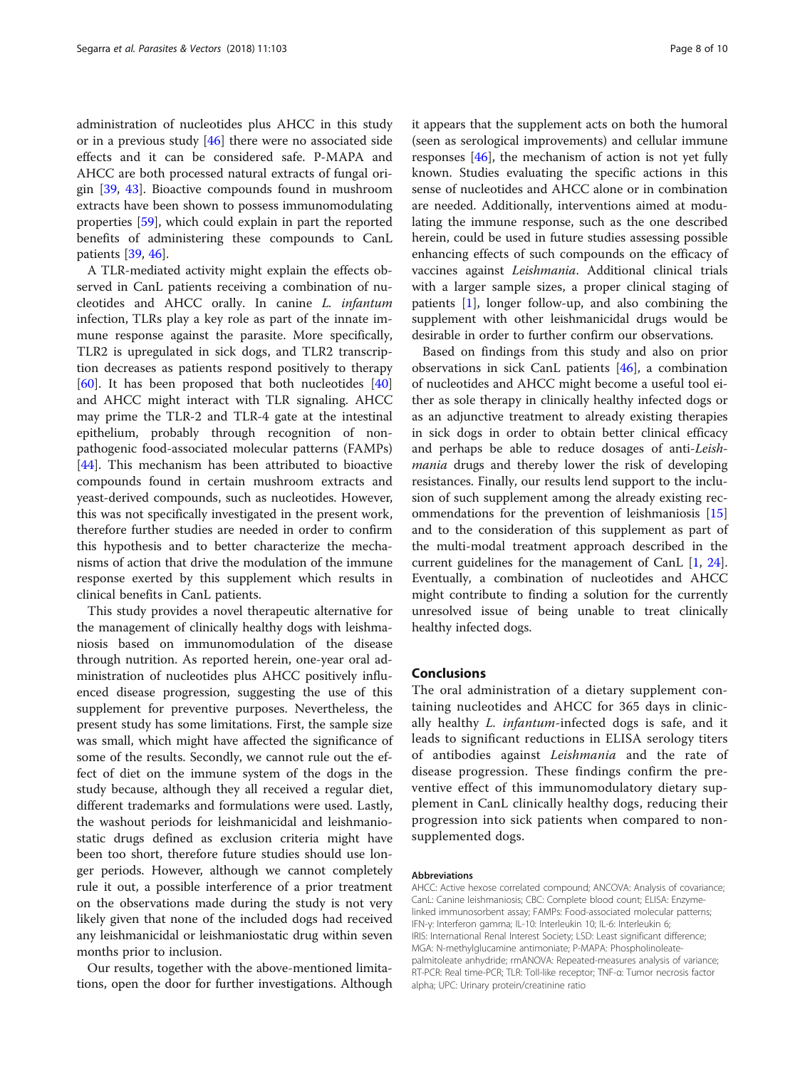administration of nucleotides plus AHCC in this study or in a previous study [46] there were no associated side effects and it can be considered safe. P-MAPA and AHCC are both processed natural extracts of fungal origin [39, 43]. Bioactive compounds found in mushroom extracts have been shown to possess immunomodulating properties [59], which could explain in part the reported benefits of administering these compounds to CanL patients [39, 46].

A TLR-mediated activity might explain the effects observed in CanL patients receiving a combination of nucleotides and AHCC orally. In canine *L. infantum* infection, TLRs play a key role as part of the innate immune response against the parasite. More specifically, TLR2 is upregulated in sick dogs, and TLR2 transcription decreases as patients respond positively to therapy [60]. It has been proposed that both nucleotides [40] and AHCC might interact with TLR signaling. AHCC may prime the TLR-2 and TLR-4 gate at the intestinal epithelium, probably through recognition of non-pathogenic food-associated molecular patterns (FAMPs) [44]. This mechanism has been attributed to bioactive compounds found in certain mushroom extracts and yeast-derived compounds, such as nucleotides. However, this was not specifically investigated in the present work, therefore further studies are needed in order to confirm this hypothesis and to better characterize the mechanisms of action that drive the modulation of the immune response exerted by this supplement which results in clinical benefits in CanL patients.

This study provides a novel therapeutic alternative for the management of clinically healthy dogs with leishmaniosis based on immunomodulation of the disease through nutrition. As reported herein, one-year oral administration of nucleotides plus AHCC positively influenced disease progression, suggesting the use of this supplement for preventive purposes. Nevertheless, the present study has some limitations. First, the sample size was small, which might have affected the significance of some of the results. Secondly, we cannot rule out the effect of diet on the immune system of the dogs in the study because, although they all received a regular diet, different trademarks and formulations were used. Lastly, the washout periods for leishmanicidal and leishmaniostatic drugs defined as exclusion criteria might have been too short, therefore future studies should use longer periods. However, although we cannot completely rule it out, a possible interference of a prior treatment on the observations made during the study is not very likely given that none of the included dogs had received any leishmanicidal or leishmaniostatic drug within seven months prior to inclusion.

Our results, together with the above-mentioned limitations, open the door for further investigations. Although it appears that the supplement acts on both the humoral (seen as serological improvements) and cellular immune responses [46], the mechanism of action is not yet fully known. Studies evaluating the specific actions in this sense of nucleotides and AHCC alone or in combination are needed. Additionally, interventions aimed at modulating the immune response, such as the one described herein, could be used in future studies assessing possible enhancing effects of such compounds on the efficacy of vaccines against *Leishmania*. Additional clinical trials with a larger sample sizes, a proper clinical staging of patients [1], longer follow-up, and also combining the supplement with other leishmanicidal drugs would be desirable in order to further confirm our observations.

Based on findings from this study and also on prior observations in sick CanL patients [46], a combination of nucleotides and AHCC might become a useful tool either as sole therapy in clinically healthy infected dogs or as an adjunctive treatment to already existing therapies in sick dogs in order to obtain better clinical efficacy and perhaps be able to reduce dosages of anti-*Leishmania* drugs and thereby lower the risk of developing resistances. Finally, our results lend support to the inclusion of such supplement among the already existing recommendations for the prevention of leishmaniosis [15] and to the consideration of this supplement as part of the multi-modal treatment approach described in the current guidelines for the management of CanL [1, 24]. Eventually, a combination of nucleotides and AHCC might contribute to finding a solution for the currently unresolved issue of being unable to treat clinically healthy infected dogs.

## Conclusions

The oral administration of a dietary supplement containing nucleotides and AHCC for 365 days in clinically healthy *L. infantum*-infected dogs is safe, and it leads to significant reductions in ELISA serology titers of antibodies against *Leishmania* and the rate of disease progression. These findings confirm the preventive effect of this immunomodulatory dietary supplement in CanL clinically healthy dogs, reducing their progression into sick patients when compared to non-supplemented dogs.

#### Abbreviations

AHCC: Active hexose correlated compound; ANCOVA: Analysis of covariance; CanL: Canine leishmaniosis; CBC: Complete blood count; ELISA: Enzyme-linked immunosorbent assay; FAMPs: Food-associated molecular patterns; IFN-γ: Interferon gamma; IL-10: Interleukin 10; IL-6: Interleukin 6; IRIS: International Renal Interest Society; LSD: Least significant difference; MGA: N-methylglucamine antimoniate; P-MAPA: Phospholinoleate-palmitoleate anhydride; rmANOVA: Repeated-measures analysis of variance; RT-PCR: Real time-PCR; TLR: Toll-like receptor; TNF-α: Tumor necrosis factor alpha; UPC: Urinary protein/creatinine ratio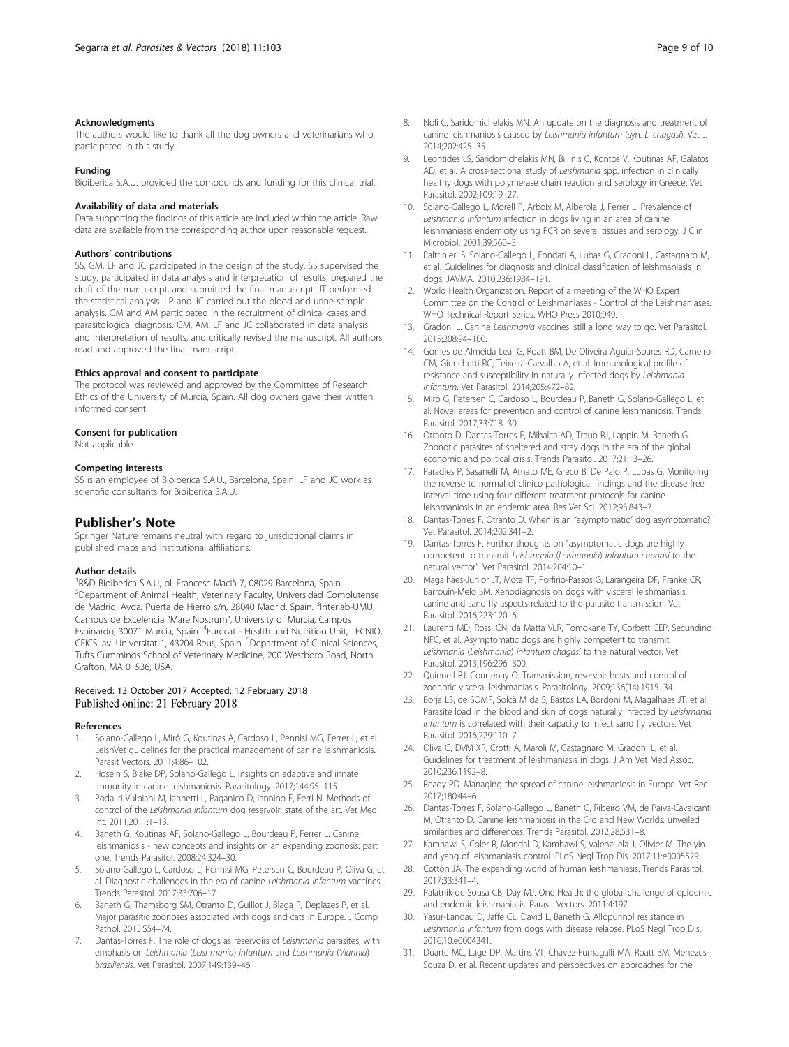### Acknowledgments

The authors would like to thank all the dog owners and veterinarians who participated in this study.

### Funding

Bioiberica S.A.U. provided the compounds and funding for this clinical trial.

### Availability of data and materials

Data supporting the findings of this article are included within the article. Raw data are available from the corresponding author upon reasonable request.

### Authors' contributions

SS, GM, LF and JC participated in the design of the study. SS supervised the study, participated in data analysis and interpretation of results, prepared the draft of the manuscript, and submitted the final manuscript. JT performed the statistical analysis. LP and JC carried out the blood and urine sample analysis. GM and AM participated in the recruitment of clinical cases and parasitological diagnosis. GM, AM, LF and JC collaborated in data analysis and interpretation of results, and critically revised the manuscript. All authors read and approved the final manuscript.

### Ethics approval and consent to participate

The protocol was reviewed and approved by the Committee of Research Ethics of the University of Murcia, Spain. All dog owners gave their written informed consent.

### Consent for publication

Not applicable

### Competing interests

SS is an employee of Bioiberica S.A.U., Barcelona, Spain. LF and JC work as scientific consultants for Bioiberica S.A.U.

## Publisher's Note

Springer Nature remains neutral with regard to jurisdictional claims in published maps and institutional affiliations.

### Author details

[1]R&D Bioiberica S.A.U, pl. Francesc Macià 7, 08029 Barcelona, Spain. [2]Department of Animal Health, Veterinary Faculty, Universidad Complutense de Madrid, Avda. Puerta de Hierro s/n, 28040 Madrid, Spain. [3]Interlab-UMU, Campus de Excelencia "Mare Nostrum", University of Murcia, Campus Espinardo, 30071 Murcia, Spain. [4]Eurecat - Health and Nutrition Unit, TECNIO, CEICS, av. Universitat 1, 43204 Reus, Spain. [5]Department of Clinical Sciences, Tufts Cummings School of Veterinary Medicine, 200 Westboro Road, North Grafton, MA 01536, USA.

Received: 13 October 2017 Accepted: 12 February 2018
Published online: 21 February 2018

### References

1. Solano-Gallego L, Miró G, Koutinas A, Cardoso L, Pennisi MG, Ferrer L, et al. LeishVet guidelines for the practical management of canine leishmaniosis. Parasit Vectors. 2011;4:86–102.
2. Hosein S, Blake DP, Solano-Gallego L. Insights on adaptive and innate immunity in canine leishmaniosis. Parasitology. 2017;144:95–115.
3. Podaliri Vulpiani M, Iannetti L, Paganico D, Iannino F, Ferri N. Methods of control of the *Leishmania infantum* dog reservoir: state of the art. Vet Med Int. 2011;2011:1–13.
4. Baneth G, Koutinas AF, Solano-Gallego L, Bourdeau P, Ferrer L. Canine leishmaniosis - new concepts and insights on an expanding zoonosis: part one. Trends Parasitol. 2008;24:324–30.
5. Solano-Gallego L, Cardoso L, Pennisi MG, Petersen C, Bourdeau P, Oliva G, et al. Diagnostic challenges in the era of canine *Leishmania infantum* vaccines. Trends Parasitol. 2017;33:706–17.
6. Baneth G, Thamsborg SM, Otranto D, Guillot J, Blaga R, Deplazes P, et al. Major parasitic zoonoses associated with dogs and cats in Europe. J Comp Pathol. 2015:S54–74.
7. Dantas-Torres F. The role of dogs as reservoirs of *Leishmania* parasites, with emphasis on *Leishmania* (*Leishmania*) *infantum* and *Leishmania* (*Viannia*) *braziliensis*. Vet Parasitol. 2007;149:139–46.
8. Noli C, Saridomichelakis MN. An update on the diagnosis and treatment of canine leishmaniosis caused by *Leishmania infantum* (syn. *L. chagasi*). Vet J. 2014;202:425–35.
9. Leontides LS, Saridomichelakis MN, Billinis C, Kontos V, Koutinas AF, Galatos AD, et al. A cross-sectional study of *Leishmania* spp. infection in clinically healthy dogs with polymerase chain reaction and serology in Greece. Vet Parasitol. 2002;109:19–27.
10. Solano-Gallego L, Morell P, Arboix M, Alberola J, Ferrer L. Prevalence of *Leishmania infantum* infection in dogs living in an area of canine leishmaniasis endemicity using PCR on several tissues and serology. J Clin Microbiol. 2001;39:560–3.
11. Paltrinieri S, Solano-Gallego L, Fondati A, Lubas G, Gradoni L, Castagnaro M, et al. Guidelines for diagnosis and clinical classification of leishmaniasis in dogs. JAVMA. 2010;236:1984–191.
12. World Health Organization. Report of a meeting of the WHO Expert Committee on the Control of Leishmaniases - Control of the Leishmaniases. WHO Technical Report Series. WHO Press 2010;949.
13. Gradoni L. Canine *Leishmania* vaccines: still a long way to go. Vet Parasitol. 2015;208:94–100.
14. Gomes de Almeida Leal G, Roatt BM, De Oliveira Aguiar-Soares RD, Carneiro CM, Giunchetti RC, Teixeira-Carvalho A, et al. Immunological profile of resistance and susceptibility in naturally infected dogs by *Leishmania infantum*. Vet Parasitol. 2014;205:472–82.
15. Miró G, Petersen C, Cardoso L, Bourdeau P, Baneth G, Solano-Gallego L, et al. Novel areas for prevention and control of canine leishmaniosis. Trends Parasitol. 2017;33:718–30.
16. Otranto D, Dantas-Torres F, Mihalca AD, Traub RJ, Lappin M, Baneth G. Zoonotic parasites of sheltered and stray dogs in the era of the global economic and political crisis. Trends Parasitol. 2017;21:13–26.
17. Paradies P, Sasanelli M, Amato ME, Greco B, De Palo P, Lubas G. Monitoring the reverse to normal of clinico-pathological findings and the disease free interval time using four different treatment protocols for canine leishmaniosis in an endemic area. Res Vet Sci. 2012;93:843–7.
18. Dantas-Torres F, Otranto D. When is an "asymptomatic" dog asymptomatic? Vet Parasitol. 2014;202:341–2.
19. Dantas-Torres F. Further thoughts on "asymptomatic dogs are highly competent to transmit *Leishmania* (*Leishmania*) *infantum chagasi* to the natural vector". Vet Parasitol. 2014;204:10–1.
20. Magalhães-Junior JT, Mota TF, Porfirio-Passos G, Larangeira DF, Franke CR, Barrouin-Melo SM. Xenodiagnosis on dogs with visceral leishmaniasis: canine and sand fly aspects related to the parasite transmission. Vet Parasitol. 2016;223:120–6.
21. Laurenti MD, Rossi CN, da Matta VLR, Tomokane TY, Corbett CEP, Secundino NFC, et al. Asymptomatic dogs are highly competent to transmit *Leishmania* (*Leishmania*) *infantum chagasi* to the natural vector. Vet Parasitol. 2013;196:296–300.
22. Quinnell RJ, Courtenay O. Transmission, reservoir hosts and control of zoonotic visceral leishmaniasis. Parasitology. 2009;136(14):1915–34.
23. Borja LS, de SOMF, Solcà M da S, Bastos LA, Bordoni M, Magalhaes JT, et al. Parasite load in the blood and skin of dogs naturally infected by *Leishmania infantum* is correlated with their capacity to infect sand fly vectors. Vet Parasitol. 2016;229:110–7.
24. Oliva G, DVM XR, Crotti A, Maroli M, Castagnaro M, Gradoni L, et al. Guidelines for treatment of leishmaniasis in dogs. J Am Vet Med Assoc. 2010;236:1192–8.
25. Ready PD. Managing the spread of canine leishmaniosis in Europe. Vet Rec. 2017;180:44–6.
26. Dantas-Torres F, Solano-Gallego L, Baneth G, Ribeiro VM, de Paiva-Cavalcanti M, Otranto D. Canine leishmaniosis in the Old and New Worlds: unveiled similarities and differences. Trends Parasitol. 2012;28:531–8.
27. Kamhawi S, Coler R, Mondal D, Kamhawi S, Valenzuela J, Olivier M. The yin and yang of leishmaniasis control. PLoS Negl Trop Dis. 2017;11:e0005529.
28. Cotton JA. The expanding world of human leishmaniasis. Trends Parasitol. 2017;33:341–4.
29. Palatnik-de-Sousa CB, Day MJ. One Health: the global challenge of epidemic and endemic leishmaniasis. Parasit Vectors. 2011;4:197.
30. Yasur-Landau D, Jaffe CL, David L, Baneth G. Allopurinol resistance in *Leishmania infantum* from dogs with disease relapse. PLoS Negl Trop Dis. 2016;10:e0004341.
31. Duarte MC, Lage DP, Martins VT, Chávez-Fumagalli MA, Roatt BM, Menezes-Souza D, et al. Recent updates and perspectives on approaches for the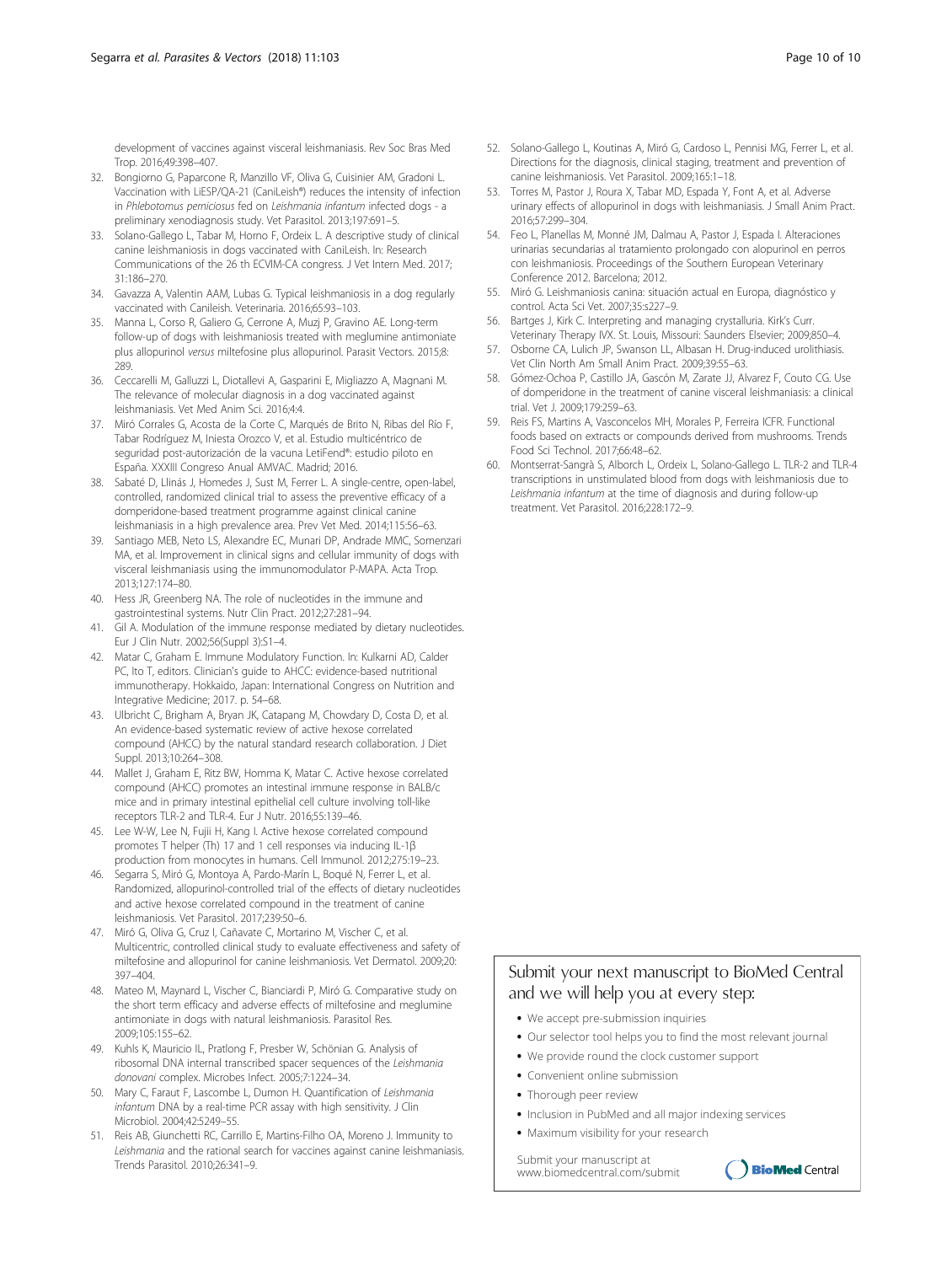development of vaccines against visceral leishmaniasis. Rev Soc Bras Med Trop. 2016;49:398–407.

32. Bongiorno G, Paparcone R, Manzillo VF, Oliva G, Cuisinier AM, Gradoni L. Vaccination with LiESP/QA-21 (CaniLeish®) reduces the intensity of infection in *Phlebotomus perniciosus* fed on *Leishmania infantum* infected dogs - a preliminary xenodiagnosis study. Vet Parasitol. 2013;197:691–5.
33. Solano-Gallego L, Tabar M, Horno F, Ordeix L. A descriptive study of clinical canine leishmaniosis in dogs vaccinated with CaniLeish. In: Research Communications of the 26 th ECVIM-CA congress. J Vet Intern Med. 2017; 31:186–270.
34. Gavazza A, Valentin AAM, Lubas G. Typical leishmaniosis in a dog regularly vaccinated with Canileish. Veterinaria. 2016;65:93–103.
35. Manna L, Corso R, Galiero G, Cerrone A, Muzj P, Gravino AE. Long-term follow-up of dogs with leishmaniosis treated with meglumine antimoniate plus allopurinol *versus* miltefosine plus allopurinol. Parasit Vectors. 2015;8: 289.
36. Ceccarelli M, Galluzzi L, Diotallevi A, Gasparini E, Migliazzo A, Magnani M. The relevance of molecular diagnosis in a dog vaccinated against leishmaniasis. Vet Med Anim Sci. 2016;4:4.
37. Miró Corrales G, Acosta de la Corte C, Marqués de Brito N, Ribas del Río F, Tabar Rodríguez M, Iniesta Orozco V, et al. Estudio multicéntrico de seguridad post-autorización de la vacuna LetiFend®: estudio piloto en España. XXXIII Congreso Anual AMVAC. Madrid; 2016.
38. Sabaté D, Llinás J, Homedes J, Sust M, Ferrer L. A single-centre, open-label, controlled, randomized clinical trial to assess the preventive efficacy of a domperidone-based treatment programme against clinical canine leishmaniasis in a high prevalence area. Prev Vet Med. 2014;115:56–63.
39. Santiago MEB, Neto LS, Alexandre EC, Munari DP, Andrade MMC, Somenzari MA, et al. Improvement in clinical signs and cellular immunity of dogs with visceral leishmaniasis using the immunomodulator P-MAPA. Acta Trop. 2013;127:174–80.
40. Hess JR, Greenberg NA. The role of nucleotides in the immune and gastrointestinal systems. Nutr Clin Pract. 2012;27:281–94.
41. Gil A. Modulation of the immune response mediated by dietary nucleotides. Eur J Clin Nutr. 2002;56(Suppl 3):S1–4.
42. Matar C, Graham E. Immune Modulatory Function. In: Kulkarni AD, Calder PC, Ito T, editors. Clinician's guide to AHCC: evidence-based nutritional immunotherapy. Hokkaido, Japan: International Congress on Nutrition and Integrative Medicine; 2017. p. 54–68.
43. Ulbricht C, Brigham A, Bryan JK, Catapang M, Chowdary D, Costa D, et al. An evidence-based systematic review of active hexose correlated compound (AHCC) by the natural standard research collaboration. J Diet Suppl. 2013;10:264–308.
44. Mallet J, Graham E, Ritz BW, Homma K, Matar C. Active hexose correlated compound (AHCC) promotes an intestinal immune response in BALB/c mice and in primary intestinal epithelial cell culture involving toll-like receptors TLR-2 and TLR-4. Eur J Nutr. 2016;55:139–46.
45. Lee W-W, Lee N, Fujii H, Kang I. Active hexose correlated compound promotes T helper (Th) 17 and 1 cell responses via inducing IL-1β production from monocytes in humans. Cell Immunol. 2012;275:19–23.
46. Segarra S, Miró G, Montoya A, Pardo-Marín L, Boqué N, Ferrer L, et al. Randomized, allopurinol-controlled trial of the effects of dietary nucleotides and active hexose correlated compound in the treatment of canine leishmaniosis. Vet Parasitol. 2017;239:50–6.
47. Miró G, Oliva G, Cruz I, Cañavate C, Mortarino M, Vischer C, et al. Multicentric, controlled clinical study to evaluate effectiveness and safety of miltefosine and allopurinol for canine leishmaniosis. Vet Dermatol. 2009;20: 397–404.
48. Mateo M, Maynard L, Vischer C, Bianciardi P, Miró G. Comparative study on the short term efficacy and adverse effects of miltefosine and meglumine antimoniate in dogs with natural leishmaniosis. Parasitol Res. 2009;105:155–62.
49. Kuhls K, Mauricio IL, Pratlong F, Presber W, Schönian G. Analysis of ribosomal DNA internal transcribed spacer sequences of the *Leishmania donovani* complex. Microbes Infect. 2005;7:1224–34.
50. Mary C, Faraut F, Lascombe L, Dumon H. Quantification of *Leishmania infantum* DNA by a real-time PCR assay with high sensitivity. J Clin Microbiol. 2004;42:5249–55.
51. Reis AB, Giunchetti RC, Carrillo E, Martins-Filho OA, Moreno J. Immunity to *Leishmania* and the rational search for vaccines against canine leishmaniasis. Trends Parasitol. 2010;26:341–9.
52. Solano-Gallego L, Koutinas A, Miró G, Cardoso L, Pennisi MG, Ferrer L, et al. Directions for the diagnosis, clinical staging, treatment and prevention of canine leishmaniosis. Vet Parasitol. 2009;165:1–18.
53. Torres M, Pastor J, Roura X, Tabar MD, Espada Y, Font A, et al. Adverse urinary effects of allopurinol in dogs with leishmaniasis. J Small Anim Pract. 2016;57:299–304.
54. Feo L, Planellas M, Monné JM, Dalmau A, Pastor J, Espada I. Alteraciones urinarias secundarias al tratamiento prolongado con alopurinol en perros con leishmaniosis. Proceedings of the Southern European Veterinary Conference 2012. Barcelona; 2012.
55. Miró G. Leishmaniosis canina: situación actual en Europa, diagnóstico y control. Acta Sci Vet. 2007;35:s227–9.
56. Bartges J, Kirk C. Interpreting and managing crystalluria. Kirk's Curr. Veterinary Therapy IVX. St. Louis, Missouri: Saunders Elsevier; 2009;850–4.
57. Osborne CA, Lulich JP, Swanson LL, Albasan H. Drug-induced urolithiasis. Vet Clin North Am Small Anim Pract. 2009;39:55–63.
58. Gómez-Ochoa P, Castillo JA, Gascón M, Zarate JJ, Alvarez F, Couto CG. Use of domperidone in the treatment of canine visceral leishmaniasis: a clinical trial. Vet J. 2009;179:259–63.
59. Reis FS, Martins A, Vasconcelos MH, Morales P, Ferreira ICFR. Functional foods based on extracts or compounds derived from mushrooms. Trends Food Sci Technol. 2017;66:48–62.
60. Montserrat-Sangrà S, Alborch L, Ordeix L, Solano-Gallego L. TLR-2 and TLR-4 transcriptions in unstimulated blood from dogs with leishmaniosis due to *Leishmania infantum* at the time of diagnosis and during follow-up treatment. Vet Parasitol. 2016;228:172–9.

## Submit your next manuscript to BioMed Central and we will help you at every step:

- We accept pre-submission inquiries
- Our selector tool helps you to find the most relevant journal
- We provide round the clock customer support
- Convenient online submission
- Thorough peer review
- Inclusion in PubMed and all major indexing services
- Maximum visibility for your research

Submit your manuscript at
www.biomedcentral.com/submit

BioMed Central